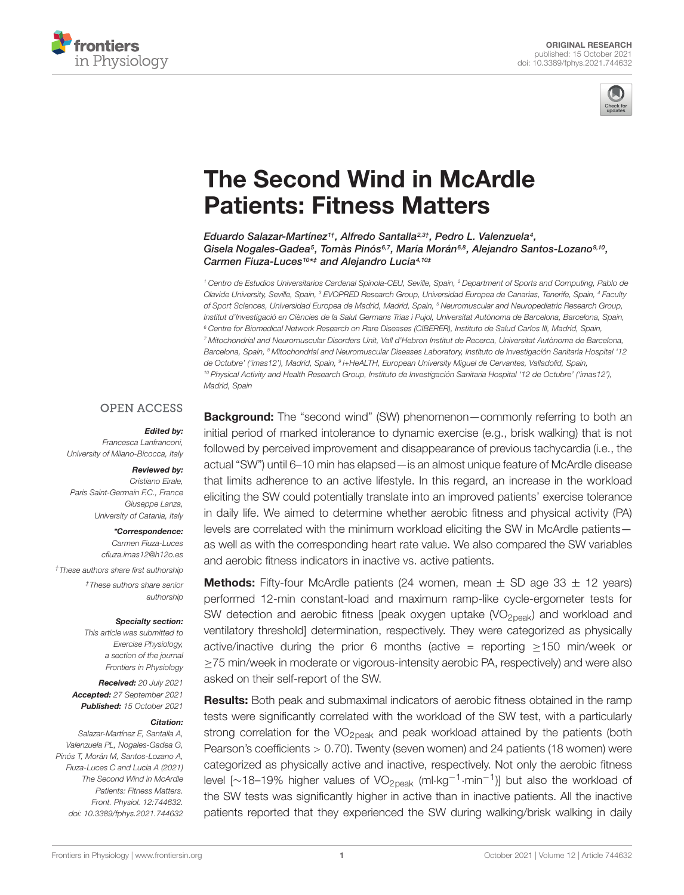ORIGINAL RESEARCH
published: 15 October 2021
doi: 10.3389/fphys.2021.744632

# The Second Wind in McArdle Patients: Fitness Matters

*Eduardo Salazar-Martínez[1†], Alfredo Santalla[2,3†], Pedro L. Valenzuela[4], Gisela Nogales-Gadea[5], Tomàs Pinós[6,7], María Morán[6,8], Alejandro Santos-Lozano[9,10], Carmen Fiuza-Luces[10*‡] and Alejandro Lucia[4,10‡]*

[1] Centro de Estudios Universitarios Cardenal Spínola-CEU, Seville, Spain, [2] Department of Sports and Computing, Pablo de Olavide University, Seville, Spain, [3] EVOPRED Research Group, Universidad Europea de Canarias, Tenerife, Spain, [4] Faculty of Sport Sciences, Universidad Europea de Madrid, Madrid, Spain, [5] Neuromuscular and Neuropediatric Research Group, Institut d'Investigació en Ciències de la Salut Germans Trias i Pujol, Universitat Autònoma de Barcelona, Barcelona, Spain, [6] Centre for Biomedical Network Research on Rare Diseases (CIBERER), Instituto de Salud Carlos III, Madrid, Spain, [7] Mitochondrial and Neuromuscular Disorders Unit, Vall d'Hebron Institut de Recerca, Universitat Autònoma de Barcelona, Barcelona, Spain, [8] Mitochondrial and Neuromuscular Diseases Laboratory, Instituto de Investigación Sanitaria Hospital '12 de Octubre' ('imas12'), Madrid, Spain, [9] i+HeALTH, European University Miguel de Cervantes, Valladolid, Spain, [10] Physical Activity and Health Research Group, Instituto de Investigación Sanitaria Hospital '12 de Octubre' ('imas12'), Madrid, Spain

OPEN ACCESS

***Edited by:***
*Francesca Lanfranconi,*
*University of Milano-Bicocca, Italy*

***Reviewed by:***
*Cristiano Eirale,*
*Paris Saint-Germain F.C., France*
*Giuseppe Lanza,*
*University of Catania, Italy*

***\*Correspondence:***
*Carmen Fiuza-Luces*
*cfiuza.imas12@h12o.es*

*†These authors share first authorship*

*‡These authors share senior authorship*

***Specialty section:***
*This article was submitted to Exercise Physiology, a section of the journal Frontiers in Physiology*

***Received:*** *20 July 2021*
***Accepted:*** *27 September 2021*
***Published:*** *15 October 2021*

***Citation:***
*Salazar-Martínez E, Santalla A, Valenzuela PL, Nogales-Gadea G, Pinós T, Morán M, Santos-Lozano A, Fiuza-Luces C and Lucia A (2021) The Second Wind in McArdle Patients: Fitness Matters. Front. Physiol. 12:744632. doi: 10.3389/fphys.2021.744632*

**Background:** The "second wind" (SW) phenomenon—commonly referring to both an initial period of marked intolerance to dynamic exercise (e.g., brisk walking) that is not followed by perceived improvement and disappearance of previous tachycardia (i.e., the actual "SW") until 6–10 min has elapsed—is an almost unique feature of McArdle disease that limits adherence to an active lifestyle. In this regard, an increase in the workload eliciting the SW could potentially translate into an improved patients' exercise tolerance in daily life. We aimed to determine whether aerobic fitness and physical activity (PA) levels are correlated with the minimum workload eliciting the SW in McArdle patients—as well as with the corresponding heart rate value. We also compared the SW variables and aerobic fitness indicators in inactive vs. active patients.

**Methods:** Fifty-four McArdle patients (24 women, mean ± SD age 33 ± 12 years) performed 12-min constant-load and maximum ramp-like cycle-ergometer tests for SW detection and aerobic fitness [peak oxygen uptake ($VO_{2peak}$) and workload and ventilatory threshold] determination, respectively. They were categorized as physically active/inactive during the prior 6 months (active = reporting ≥150 min/week or ≥75 min/week in moderate or vigorous-intensity aerobic PA, respectively) and were also asked on their self-report of the SW.

**Results:** Both peak and submaximal indicators of aerobic fitness obtained in the ramp tests were significantly correlated with the workload of the SW test, with a particularly strong correlation for the $VO_{2peak}$ and peak workload attained by the patients (both Pearson's coefficients > 0.70). Twenty (seven women) and 24 patients (18 women) were categorized as physically active and inactive, respectively. Not only the aerobic fitness level [~18–19% higher values of $VO_{2peak}$ ($ml{\cdot}kg^{-1}{\cdot}min^{-1}$)] but also the workload of the SW tests was significantly higher in active than in inactive patients. All the inactive patients reported that they experienced the SW during walking/brisk walking in daily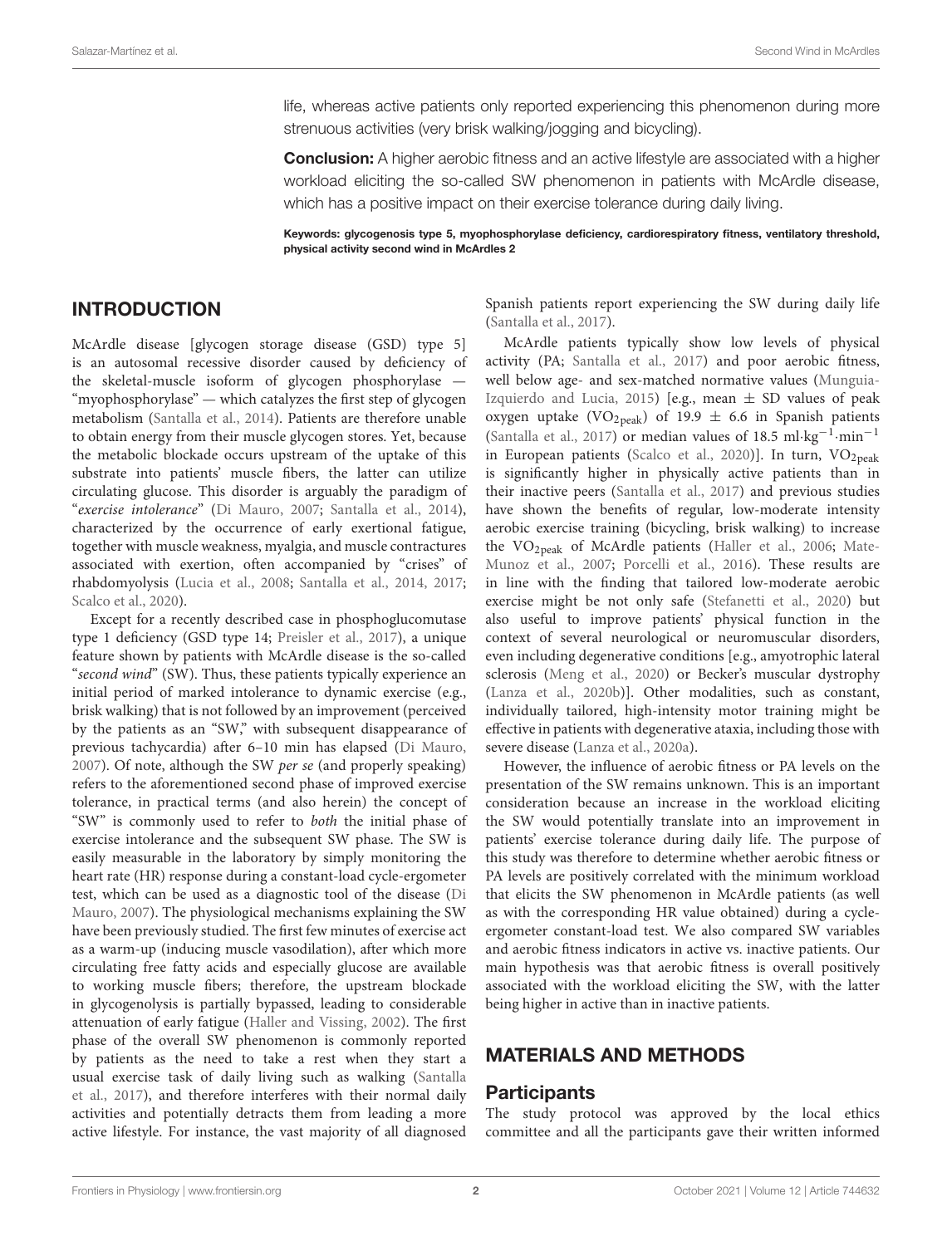life, whereas active patients only reported experiencing this phenomenon during more strenuous activities (very brisk walking/jogging and bicycling).

**Conclusion:** A higher aerobic fitness and an active lifestyle are associated with a higher workload eliciting the so-called SW phenomenon in patients with McArdle disease, which has a positive impact on their exercise tolerance during daily living.

**Keywords: glycogenosis type 5, myophosphorylase deficiency, cardiorespiratory fitness, ventilatory threshold, physical activity second wind in McArdles 2**

## INTRODUCTION

McArdle disease [glycogen storage disease (GSD) type 5] is an autosomal recessive disorder caused by deficiency of the skeletal-muscle isoform of glycogen phosphorylase — "myophosphorylase" — which catalyzes the first step of glycogen metabolism (Santalla et al., 2014). Patients are therefore unable to obtain energy from their muscle glycogen stores. Yet, because the metabolic blockade occurs upstream of the uptake of this substrate into patients' muscle fibers, the latter can utilize circulating glucose. This disorder is arguably the paradigm of "*exercise intolerance*" (Di Mauro, 2007; Santalla et al., 2014), characterized by the occurrence of early exertional fatigue, together with muscle weakness, myalgia, and muscle contractures associated with exertion, often accompanied by "crises" of rhabdomyolysis (Lucia et al., 2008; Santalla et al., 2014, 2017; Scalco et al., 2020).

Except for a recently described case in phosphoglucomutase type 1 deficiency (GSD type 14; Preisler et al., 2017), a unique feature shown by patients with McArdle disease is the so-called "*second wind*" (SW). Thus, these patients typically experience an initial period of marked intolerance to dynamic exercise (e.g., brisk walking) that is not followed by an improvement (perceived by the patients as an "SW," with subsequent disappearance of previous tachycardia) after 6–10 min has elapsed (Di Mauro, 2007). Of note, although the SW *per se* (and properly speaking) refers to the aforementioned second phase of improved exercise tolerance, in practical terms (and also herein) the concept of "SW" is commonly used to refer to *both* the initial phase of exercise intolerance and the subsequent SW phase. The SW is easily measurable in the laboratory by simply monitoring the heart rate (HR) response during a constant-load cycle-ergometer test, which can be used as a diagnostic tool of the disease (Di Mauro, 2007). The physiological mechanisms explaining the SW have been previously studied. The first few minutes of exercise act as a warm-up (inducing muscle vasodilation), after which more circulating free fatty acids and especially glucose are available to working muscle fibers; therefore, the upstream blockade in glycogenolysis is partially bypassed, leading to considerable attenuation of early fatigue (Haller and Vissing, 2002). The first phase of the overall SW phenomenon is commonly reported by patients as the need to take a rest when they start a usual exercise task of daily living such as walking (Santalla et al., 2017), and therefore interferes with their normal daily activities and potentially detracts them from leading a more active lifestyle. For instance, the vast majority of all diagnosed Spanish patients report experiencing the SW during daily life (Santalla et al., 2017).

McArdle patients typically show low levels of physical activity (PA; Santalla et al., 2017) and poor aerobic fitness, well below age- and sex-matched normative values (Munguia-Izquierdo and Lucia, 2015) [e.g., mean ± SD values of peak oxygen uptake ($VO_{2peak}$) of 19.9 ± 6.6 in Spanish patients (Santalla et al., 2017) or median values of 18.5 $ml{\cdot}kg^{-1}{\cdot}min^{-1}$ in European patients (Scalco et al., 2020)]. In turn, $VO_{2peak}$ is significantly higher in physically active patients than in their inactive peers (Santalla et al., 2017) and previous studies have shown the benefits of regular, low-moderate intensity aerobic exercise training (bicycling, brisk walking) to increase the $VO_{2peak}$ of McArdle patients (Haller et al., 2006; Mate-Munoz et al., 2007; Porcelli et al., 2016). These results are in line with the finding that tailored low-moderate aerobic exercise might be not only safe (Stefanetti et al., 2020) but also useful to improve patients' physical function in the context of several neurological or neuromuscular disorders, even including degenerative conditions [e.g., amyotrophic lateral sclerosis (Meng et al., 2020) or Becker's muscular dystrophy (Lanza et al., 2020b)]. Other modalities, such as constant, individually tailored, high-intensity motor training might be effective in patients with degenerative ataxia, including those with severe disease (Lanza et al., 2020a).

However, the influence of aerobic fitness or PA levels on the presentation of the SW remains unknown. This is an important consideration because an increase in the workload eliciting the SW would potentially translate into an improvement in patients' exercise tolerance during daily life. The purpose of this study was therefore to determine whether aerobic fitness or PA levels are positively correlated with the minimum workload that elicits the SW phenomenon in McArdle patients (as well as with the corresponding HR value obtained) during a cycle-ergometer constant-load test. We also compared SW variables and aerobic fitness indicators in active vs. inactive patients. Our main hypothesis was that aerobic fitness is overall positively associated with the workload eliciting the SW, with the latter being higher in active than in inactive patients.

## MATERIALS AND METHODS

### Participants

The study protocol was approved by the local ethics committee and all the participants gave their written informed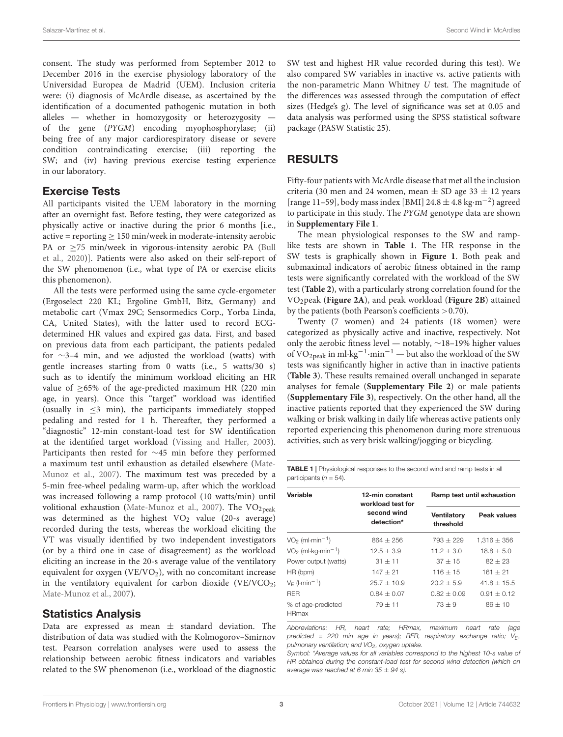consent. The study was performed from September 2012 to December 2016 in the exercise physiology laboratory of the Universidad Europea de Madrid (UEM). Inclusion criteria were: (i) diagnosis of McArdle disease, as ascertained by the identification of a documented pathogenic mutation in both alleles — whether in homozygosity or heterozygosity — of the gene (*PYGM*) encoding myophosphorylase; (ii) being free of any major cardiorespiratory disease or severe condition contraindicating exercise; (iii) reporting the SW; and (iv) having previous exercise testing experience in our laboratory.

## Exercise Tests

All participants visited the UEM laboratory in the morning after an overnight fast. Before testing, they were categorized as physically active or inactive during the prior 6 months [i.e., active = reporting ≥ 150 min/week in moderate-intensity aerobic PA or ≥75 min/week in vigorous-intensity aerobic PA (Bull et al., 2020)]. Patients were also asked on their self-report of the SW phenomenon (i.e., what type of PA or exercise elicits this phenomenon).

All the tests were performed using the same cycle-ergometer (Ergoselect 220 KL; Ergoline GmbH, Bitz, Germany) and metabolic cart (Vmax 29C; Sensormedics Corp., Yorba Linda, CA, United States), with the latter used to record ECG-determined HR values and expired gas data. First, and based on previous data from each participant, the patients pedaled for ∼3–4 min, and we adjusted the workload (watts) with gentle increases starting from 0 watts (i.e., 5 watts/30 s) such as to identify the minimum workload eliciting an HR value of ≥65% of the age-predicted maximum HR (220 min age, in years). Once this "target" workload was identified (usually in ≤3 min), the participants immediately stopped pedaling and rested for 1 h. Thereafter, they performed a "diagnostic" 12-min constant-load test for SW identification at the identified target workload (Vissing and Haller, 2003). Participants then rested for ∼45 min before they performed a maximum test until exhaustion as detailed elsewhere (Mate-Munoz et al., 2007). The maximum test was preceded by a 5-min free-wheel pedaling warm-up, after which the workload was increased following a ramp protocol (10 watts/min) until volitional exhaustion (Mate-Munoz et al., 2007). The $VO_{2peak}$ was determined as the highest $VO_2$ value (20-s average) recorded during the tests, whereas the workload eliciting the VT was visually identified by two independent investigators (or by a third one in case of disagreement) as the workload eliciting an increase in the 20-s average value of the ventilatory equivalent for oxygen ($VE/VO_2$), with no concomitant increase in the ventilatory equivalent for carbon dioxide ($VE/VCO_2$; Mate-Munoz et al., 2007).

## Statistics Analysis

Data are expressed as mean ± standard deviation. The distribution of data was studied with the Kolmogorov–Smirnov test. Pearson correlation analyses were used to assess the relationship between aerobic fitness indicators and variables related to the SW phenomenon (i.e., workload of the diagnostic SW test and highest HR value recorded during this test). We also compared SW variables in inactive vs. active patients with the non-parametric Mann Whitney *U* test. The magnitude of the differences was assessed through the computation of effect sizes (Hedge's g). The level of significance was set at 0.05 and data analysis was performed using the SPSS statistical software package (PASW Statistic 25).

# RESULTS

Fifty-four patients with McArdle disease that met all the inclusion criteria (30 men and 24 women, mean ± SD age 33 ± 12 years [range 11–59], body mass index [BMI] 24.8 ± 4.8 $kg{\cdot}m^{-2}$) agreed to participate in this study. The *PYGM* genotype data are shown in **Supplementary File 1**.

The mean physiological responses to the SW and ramp-like tests are shown in **Table 1**. The HR response in the SW tests is graphically shown in **Figure 1**. Both peak and submaximal indicators of aerobic fitness obtained in the ramp tests were significantly correlated with the workload of the SW test (**Table 2**), with a particularly strong correlation found for the $VO_2$peak (**Figure 2A**), and peak workload (**Figure 2B**) attained by the patients (both Pearson's coefficients >0.70).

Twenty (7 women) and 24 patients (18 women) were categorized as physically active and inactive, respectively. Not only the aerobic fitness level — notably, ∼18–19% higher values of $VO_{2peak}$ in $ml{\cdot}kg^{-1}{\cdot}min^{-1}$ — but also the workload of the SW tests was significantly higher in active than in inactive patients (**Table 3**). These results remained overall unchanged in separate analyses for female (**Supplementary File 2**) or male patients (**Supplementary File 3**), respectively. On the other hand, all the inactive patients reported that they experienced the SW during walking or brisk walking in daily life whereas active patients only reported experiencing this phenomenon during more strenuous activities, such as very brisk walking/jogging or bicycling.

**TABLE 1** | Physiological responses to the second wind and ramp tests in all participants (*n* = 54).

| Variable | 12-min constant workload test for second wind detection* | Ramp test until exhaustion | |
|---|---|---|---|
| | | Ventilatory threshold | Peak values |
| $VO_2$ ($ml{\cdot}min^{-1}$) | 864 ± 256 | 793 ± 229 | 1,316 ± 356 |
| $VO_2$ ($ml{\cdot}kg{\cdot}min^{-1}$) | 12.5 ± 3.9 | 11.2 ± 3.0 | 18.8 ± 5.0 |
| Power output (watts) | 31 ± 11 | 37 ± 15 | 82 ± 23 |
| HR (bpm) | 147 ± 21 | 116 ± 15 | 161 ± 21 |
| $V_E$ ($l{\cdot}min^{-1}$) | 25.7 ± 10.9 | 20.2 ± 5.9 | 41.8 ± 15.5 |
| RER | 0.84 ± 0.07 | 0.82 ± 0.09 | 0.91 ± 0.12 |
| % of age-predicted HRmax | 79 ± 11 | 73 ± 9 | 86 ± 10 |

*Abbreviations: HR, heart rate; HRmax, maximum heart rate (age predicted = 220 min age in years); RER, respiratory exchange ratio; $V_E$, pulmonary ventilation; and $VO_2$, oxygen uptake.*

*Symbol: \*Average values for all variables correspond to the highest 10-s value of HR obtained during the constant-load test for second wind detection (which on average was reached at 6 min 35 ± 94 s).*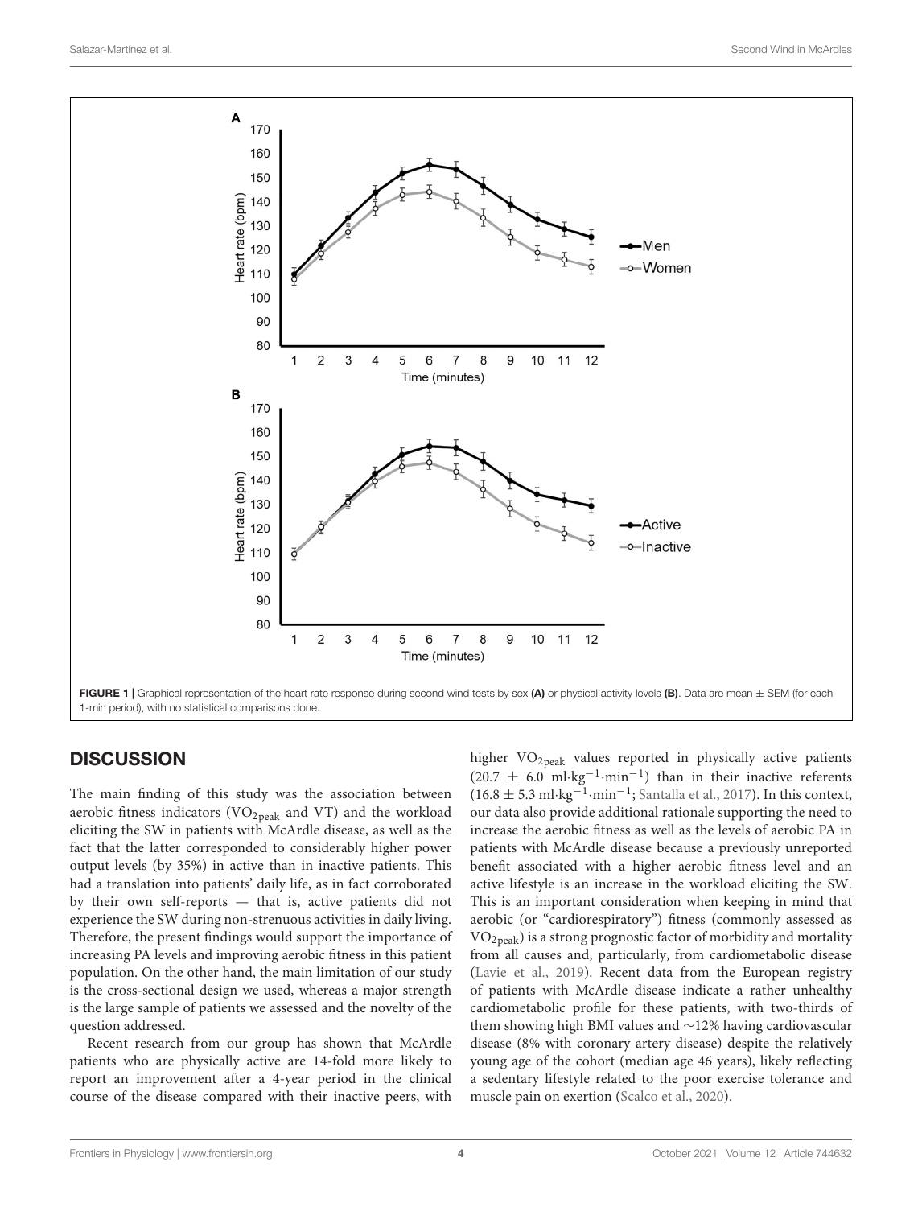FIGURE 1 | Graphical representation of the heart rate response during second wind tests by sex **(A)** or physical activity levels **(B)**. Data are mean ± SEM (for each 1-min period), with no statistical comparisons done.

## DISCUSSION

The main finding of this study was the association between aerobic fitness indicators ($VO_{2peak}$ and VT) and the workload eliciting the SW in patients with McArdle disease, as well as the fact that the latter corresponded to considerably higher power output levels (by 35%) in active than in inactive patients. This had a translation into patients' daily life, as in fact corroborated by their own self-reports — that is, active patients did not experience the SW during non-strenuous activities in daily living. Therefore, the present findings would support the importance of increasing PA levels and improving aerobic fitness in this patient population. On the other hand, the main limitation of our study is the cross-sectional design we used, whereas a major strength is the large sample of patients we assessed and the novelty of the question addressed.

Recent research from our group has shown that McArdle patients who are physically active are 14-fold more likely to report an improvement after a 4-year period in the clinical course of the disease compared with their inactive peers, with higher $VO_{2peak}$ values reported in physically active patients ($20.7 \pm 6.0$ ml·kg$^{-1}$·min$^{-1}$) than in their inactive referents ($16.8 \pm 5.3$ ml·kg$^{-1}$·min$^{-1}$; Santalla et al., 2017). In this context, our data also provide additional rationale supporting the need to increase the aerobic fitness as well as the levels of aerobic PA in patients with McArdle disease because a previously unreported benefit associated with a higher aerobic fitness level and an active lifestyle is an increase in the workload eliciting the SW. This is an important consideration when keeping in mind that aerobic (or "cardiorespiratory") fitness (commonly assessed as $VO_{2peak}$) is a strong prognostic factor of morbidity and mortality from all causes and, particularly, from cardiometabolic disease (Lavie et al., 2019). Recent data from the European registry of patients with McArdle disease indicate a rather unhealthy cardiometabolic profile for these patients, with two-thirds of them showing high BMI values and ~12% having cardiovascular disease (8% with coronary artery disease) despite the relatively young age of the cohort (median age 46 years), likely reflecting a sedentary lifestyle related to the poor exercise tolerance and muscle pain on exertion (Scalco et al., 2020).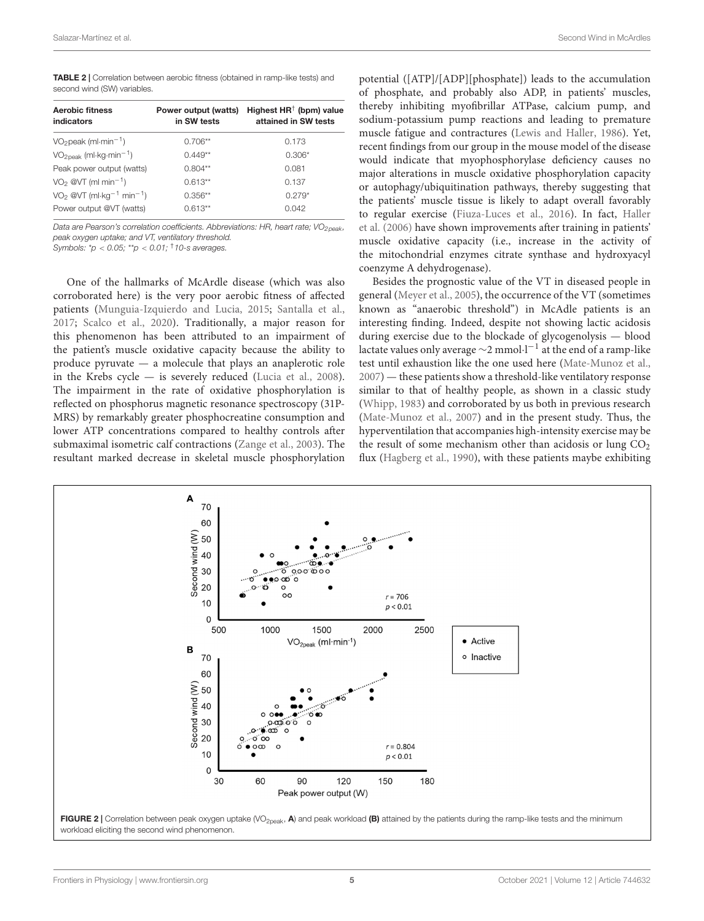**TABLE 2 |** Correlation between aerobic fitness (obtained in ramp-like tests) and second wind (SW) variables.

| Aerobic fitness indicators | Power output (watts) in SW tests | Highest HR[†] (bpm) value attained in SW tests |
|---|---|---|
| $VO_2$peak (ml·min$^{-1}$) | 0.706** | 0.173 |
| $VO_{2peak}$ (ml·kg·min$^{-1}$) | 0.449** | 0.306* |
| Peak power output (watts) | 0.804** | 0.081 |
| $VO_2$ @VT (ml min$^{-1}$) | 0.613** | 0.137 |
| $VO_2$ @VT (ml·kg$^{-1}$ min$^{-1}$) | 0.356** | 0.279* |
| Power output @VT (watts) | 0.613** | 0.042 |

*Data are Pearson's correlation coefficients. Abbreviations: HR, heart rate; $VO_{2peak}$, peak oxygen uptake; and VT, ventilatory threshold.*
*Symbols: *$p < 0.05$; **$p < 0.01$; †10-s averages.*

One of the hallmarks of McArdle disease (which was also corroborated here) is the very poor aerobic fitness of affected patients (Munguia-Izquierdo and Lucia, 2015; Santalla et al., 2017; Scalco et al., 2020). Traditionally, a major reason for this phenomenon has been attributed to an impairment of the patient's muscle oxidative capacity because the ability to produce pyruvate — a molecule that plays an anaplerotic role in the Krebs cycle — is severely reduced (Lucia et al., 2008). The impairment in the rate of oxidative phosphorylation is reflected on phosphorus magnetic resonance spectroscopy (31P-MRS) by remarkably greater phosphocreatine consumption and lower ATP concentrations compared to healthy controls after submaximal isometric calf contractions (Zange et al., 2003). The resultant marked decrease in skeletal muscle phosphorylation potential ([ATP]/[ADP][phosphate]) leads to the accumulation of phosphate, and probably also ADP, in patients' muscles, thereby inhibiting myofibrillar ATPase, calcium pump, and sodium-potassium pump reactions and leading to premature muscle fatigue and contractures (Lewis and Haller, 1986). Yet, recent findings from our group in the mouse model of the disease would indicate that myophosphorylase deficiency causes no major alterations in muscle oxidative phosphorylation capacity or autophagy/ubiquitination pathways, thereby suggesting that the patients' muscle tissue is likely to adapt overall favorably to regular exercise (Fiuza-Luces et al., 2016). In fact, Haller et al. (2006) have shown improvements after training in patients' muscle oxidative capacity (i.e., increase in the activity of the mitochondrial enzymes citrate synthase and hydroxyacyl coenzyme A dehydrogenase).

Besides the prognostic value of the VT in diseased people in general (Meyer et al., 2005), the occurrence of the VT (sometimes known as "anaerobic threshold") in McAdle patients is an interesting finding. Indeed, despite not showing lactic acidosis during exercise due to the blockade of glycogenolysis — blood lactate values only average ~2 mmol·l$^{-1}$ at the end of a ramp-like test until exhaustion like the one used here (Mate-Munoz et al., 2007) — these patients show a threshold-like ventilatory response similar to that of healthy people, as shown in a classic study (Whipp, 1983) and corroborated by us both in previous research (Mate-Munoz et al., 2007) and in the present study. Thus, the hyperventilation that accompanies high-intensity exercise may be the result of some mechanism other than acidosis or lung $CO_2$ flux (Hagberg et al., 1990), with these patients maybe exhibiting

**FIGURE 2 |** Correlation between peak oxygen uptake ($VO_{2peak}$, **A**) and peak workload **(B)** attained by the patients during the ramp-like tests and the minimum workload eliciting the second wind phenomenon.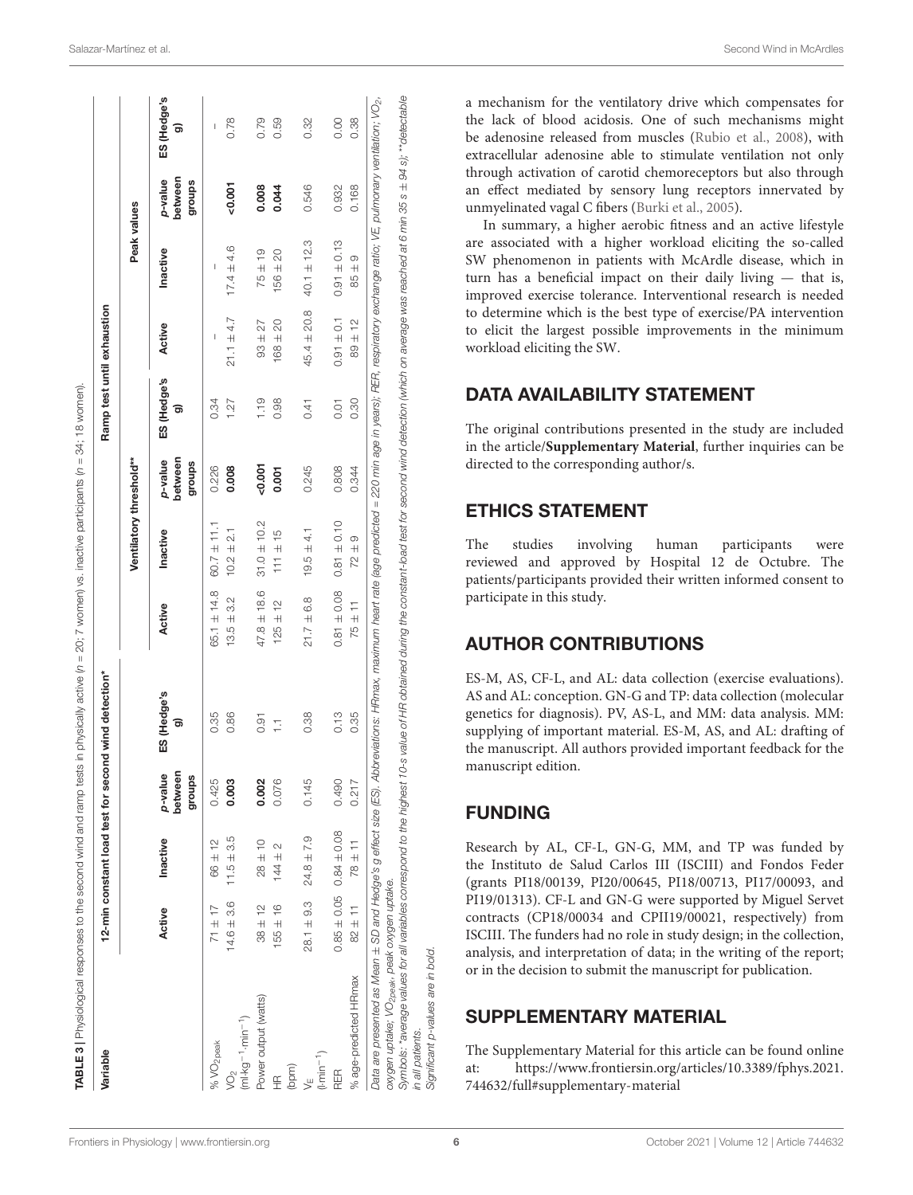**TABLE 3** | Physiological responses to the second wind and ramp tests in physically active (n = 20; 7 women) vs. inactive participants (n = 34; 18 women).

| Variable | 12-min constant load test for second wind detection* | | | | Ventilatory threshold** | | | | Peak values | | | |
|---|---|---|---|---|---|---|---|---|---|---|---|---|
| | | | | | Ramp test until exhaustion | | | | | | | |
| | Active | Inactive | p-value between groups | ES (Hedge's g) | Active | Inactive | p-value between groups | ES (Hedge's g) | Active | Inactive | p-value between groups | ES (Hedge's g) |
| % $VO_{2peak}$ | 71 ± 17 | 66 ± 12 | 0.425 | 0.35 | 65.1 ± 14.8 | 60.7 ± 11.1 | 0.226 | 0.34 | – | – | | – |
| $VO_2$ (ml·kg$^{-1}$·min$^{-1}$) | 14.6 ± 3.6 | 11.5 ± 3.5 | **0.003** | 0.86 | 13.5 ± 3.2 | 10.2 ± 2.1 | **0.008** | 1.27 | 21.1 ± 4.7 | 17.4 ± 4.6 | **<0.001** | 0.78 |
| Power output (watts) | 38 ± 12 | 28 ± 10 | **0.002** | 0.91 | 47.8 ± 18.6 | 31.0 ± 10.2 | **<0.001** | 1.19 | 93 ± 27 | 75 ± 19 | **0.008** | 0.79 |
| HR (bpm) | 155 ± 16 | 144 ± 2 | 0.076 | 1.1 | 125 ± 12 | 111 ± 15 | **0.001** | 0.98 | 168 ± 20 | 156 ± 20 | **0.044** | 0.59 |
| $V_E$ (l·min$^{-1}$) | 28.1 ± 9.3 | 24.8 ± 7.9 | 0.145 | 0.38 | 21.7 ± 6.8 | 19.5 ± 4.1 | 0.245 | 0.41 | 45.4 ± 20.8 | 40.1 ± 12.3 | 0.546 | 0.32 |
| RER | 0.85 ± 0.05 | 0.84 ± 0.08 | 0.490 | 0.13 | 0.81 ± 0.08 | 0.81 ± 0.10 | 0.808 | 0.01 | 0.91 ± 0.1 | 0.91 ± 0.13 | 0.932 | 0.00 |
| % age-predicted HRmax | 82 ± 11 | 78 ± 11 | 0.217 | 0.35 | 75 ± 11 | 72 ± 9 | 0.344 | 0.30 | 89 ± 12 | 85 ± 9 | 0.168 | 0.38 |

*Data are presented as Mean ± SD and Hedge's g effect size (ES). Abbreviations: HRmax, maximum heart rate (age predicted = 220 min age in years); RER, respiratory exchange ratio; VE, pulmonary ventilation; $VO_2$, oxygen uptake; $VO_{2peak}$, peak oxygen uptake.*

*Symbols: *average values for all variables correspond to the highest 10-s value of HR obtained during the constant-load test for second wind detection (which on average was reached at 6 min 35 s ± 94 s); **detectable in all patients.*

*Significant p-values are in bold.*

a mechanism for the ventilatory drive which compensates for the lack of blood acidosis. One of such mechanisms might be adenosine released from muscles (Rubio et al., 2008), with extracellular adenosine able to stimulate ventilation not only through activation of carotid chemoreceptors but also through an effect mediated by sensory lung receptors innervated by unmyelinated vagal C fibers (Burki et al., 2005).

In summary, a higher aerobic fitness and an active lifestyle are associated with a higher workload eliciting the so-called SW phenomenon in patients with McArdle disease, which in turn has a beneficial impact on their daily living — that is, improved exercise tolerance. Interventional research is needed to determine which is the best type of exercise/PA intervention to elicit the largest possible improvements in the minimum workload eliciting the SW.

## DATA AVAILABILITY STATEMENT

The original contributions presented in the study are included in the article/**Supplementary Material**, further inquiries can be directed to the corresponding author/s.

## ETHICS STATEMENT

The studies involving human participants were reviewed and approved by Hospital 12 de Octubre. The patients/participants provided their written informed consent to participate in this study.

## AUTHOR CONTRIBUTIONS

ES-M, AS, CF-L, and AL: data collection (exercise evaluations). AS and AL: conception. GN-G and TP: data collection (molecular genetics for diagnosis). PV, AS-L, and MM: data analysis. MM: supplying of important material. ES-M, AS, and AL: drafting of the manuscript. All authors provided important feedback for the manuscript edition.

## FUNDING

Research by AL, CF-L, GN-G, MM, and TP was funded by the Instituto de Salud Carlos III (ISCIII) and Fondos Feder (grants PI18/00139, PI20/00645, PI18/00713, PI17/00093, and PI19/01313). CF-L and GN-G were supported by Miguel Servet contracts (CP18/00034 and CPII19/00021, respectively) from ISCIII. The funders had no role in study design; in the collection, analysis, and interpretation of data; in the writing of the report; or in the decision to submit the manuscript for publication.

## SUPPLEMENTARY MATERIAL

The Supplementary Material for this article can be found online at: https://www.frontiersin.org/articles/10.3389/fphys.2021.744632/full#supplementary-material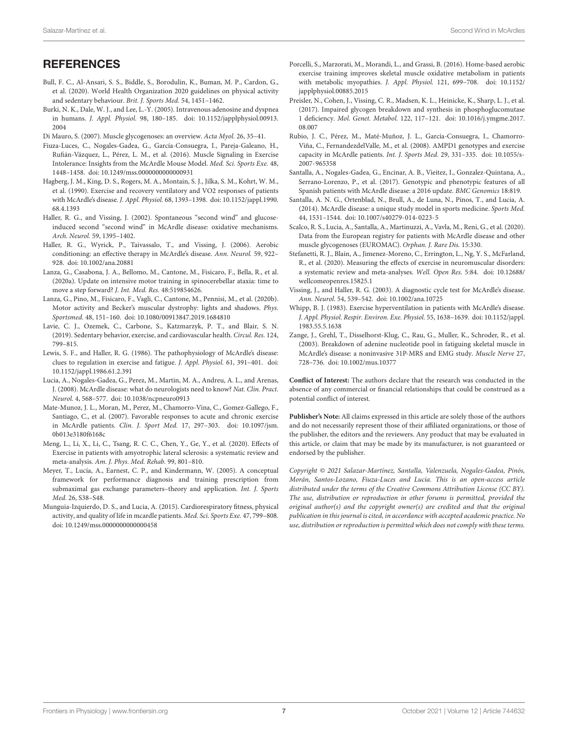## REFERENCES

Bull, F. C., Al-Ansari, S. S., Biddle, S., Borodulin, K., Buman, M. P., Cardon, G., et al. (2020). World Health Organization 2020 guidelines on physical activity and sedentary behaviour. *Brit. J. Sports Med.* 54, 1451–1462.

Burki, N. K., Dale, W. J., and Lee, L.-Y. (2005). Intravenous adenosine and dyspnea in humans. *J. Appl. Physiol.* 98, 180–185. doi: 10.1152/japplphysiol.00913.2004

Di Mauro, S. (2007). Muscle glycogenoses: an overview. *Acta Myol.* 26, 35–41.

Fiuza-Luces, C., Nogales-Gadea, G., García-Consuegra, I., Pareja-Galeano, H., Rufián-Vázquez, L., Pérez, L. M., et al. (2016). Muscle Signaling in Exercise Intolerance: Insights from the McArdle Mouse Model. *Med. Sci. Sports Exe.* 48, 1448–1458. doi: 10.1249/mss.0000000000000931

Hagberg, J. M., King, D. S., Rogers, M. A., Montain, S. J., Jilka, S. M., Kohrt, W. M., et al. (1990). Exercise and recovery ventilatory and VO2 responses of patients with McArdle's disease. *J. Appl. Physiol.* 68, 1393–1398. doi: 10.1152/jappl.1990.68.4.1393

Haller, R. G., and Vissing, J. (2002). Spontaneous "second wind" and glucose-induced second "second wind" in McArdle disease: oxidative mechanisms. *Arch. Neurol.* 59, 1395–1402.

Haller, R. G., Wyrick, P., Taivassalo, T., and Vissing, J. (2006). Aerobic conditioning: an effective therapy in McArdle's disease. *Ann. Neurol.* 59, 922–928. doi: 10.1002/ana.20881

Lanza, G., Casabona, J. A., Bellomo, M., Cantone, M., Fisicaro, F., Bella, R., et al. (2020a). Update on intensive motor training in spinocerebellar ataxia: time to move a step forward? *J. Int. Med. Res.* 48:519854626.

Lanza, G., Pino, M., Fisicaro, F., Vagli, C., Cantone, M., Pennisi, M., et al. (2020b). Motor activity and Becker's muscular dystrophy: lights and shadows. *Phys. Sportsmed.* 48, 151–160. doi: 10.1080/00913847.2019.1684810

Lavie, C. J., Ozemek, C., Carbone, S., Katzmarzyk, P. T., and Blair, S. N. (2019). Sedentary behavior, exercise, and cardiovascular health. *Circul. Res.* 124, 799–815.

Lewis, S. F., and Haller, R. G. (1986). The pathophysiology of McArdle's disease: clues to regulation in exercise and fatigue. *J. Appl. Physiol.* 61, 391–401. doi: 10.1152/jappl.1986.61.2.391

Lucia, A., Nogales-Gadea, G., Perez, M., Martin, M. A., Andreu, A. L., and Arenas, J. (2008). McArdle disease: what do neurologists need to know? *Nat. Clin. Pract. Neurol.* 4, 568–577. doi: 10.1038/ncpneuro0913

Mate-Munoz, J. L., Moran, M., Perez, M., Chamorro-Vina, C., Gomez-Gallego, F., Santiago, C., et al. (2007). Favorable responses to acute and chronic exercise in McArdle patients. *Clin. J. Sport Med.* 17, 297–303. doi: 10.1097/jsm.0b013e3180f6168c

Meng, L., Li, X., Li, C., Tsang, R. C. C., Chen, Y., Ge, Y., et al. (2020). Effects of Exercise in patients with amyotrophic lateral sclerosis: a systematic review and meta-analysis. *Am. J. Phys. Med. Rehab.* 99, 801–810.

Meyer, T., Lucía, A., Earnest, C. P., and Kindermann, W. (2005). A conceptual framework for performance diagnosis and training prescription from submaximal gas exchange parameters–theory and application. *Int. J. Sports Med.* 26, S38–S48.

Munguia-Izquierdo, D. S., and Lucia, A. (2015). Cardiorespiratory fitness, physical activity, and quality of life in mcardle patients. *Med. Sci. Sports Exe.* 47, 799–808. doi: 10.1249/mss.0000000000000458

Porcelli, S., Marzorati, M., Morandi, L., and Grassi, B. (2016). Home-based aerobic exercise training improves skeletal muscle oxidative metabolism in patients with metabolic myopathies. *J. Appl. Physiol.* 121, 699–708. doi: 10.1152/japplphysiol.00885.2015

Preisler, N., Cohen, J., Vissing, C. R., Madsen, K. L., Heinicke, K., Sharp, L. J., et al. (2017). Impaired glycogen breakdown and synthesis in phosphoglucomutase 1 deficiency. *Mol. Genet. Metabol.* 122, 117–121. doi: 10.1016/j.ymgme.2017.08.007

Rubio, J. C., Pérez, M., Maté-Muñoz, J. L., García-Consuegra, I., Chamorro-Viña, C., FernandezdelValle, M., et al. (2008). AMPD1 genotypes and exercise capacity in McArdle patients. *Int. J. Sports Med.* 29, 331–335. doi: 10.1055/s-2007-965358

Santalla, A., Nogales-Gadea, G., Encinar, A. B., Vieitez, I., Gonzalez-Quintana, A., Serrano-Lorenzo, P., et al. (2017). Genotypic and phenotypic features of all Spanish patients with McArdle disease: a 2016 update. *BMC Genomics* 18:819.

Santalla, A. N. G., Ortenblad, N., Brull, A., de Luna, N., Pinos, T., and Lucia, A. (2014). McArdle disease: a unique study model in sports medicine. *Sports Med.* 44, 1531–1544. doi: 10.1007/s40279-014-0223-5

Scalco, R. S., Lucia, A., Santalla, A., Martinuzzi, A., Vavla, M., Reni, G., et al. (2020). Data from the European registry for patients with McArdle disease and other muscle glycogenoses (EUROMAC). *Orphan. J. Rare Dis.* 15:330.

Stefanetti, R. J., Blain, A., Jimenez-Moreno, C., Errington, L., Ng, Y. S., McFarland, R., et al. (2020). Measuring the effects of exercise in neuromuscular disorders: a systematic review and meta-analyses. *Well. Open Res.* 5:84. doi: 10.12688/wellcomeopenres.15825.1

Vissing, J., and Haller, R. G. (2003). A diagnostic cycle test for McArdle's disease. *Ann. Neurol.* 54, 539–542. doi: 10.1002/ana.10725

Whipp, B. J. (1983). Exercise hyperventilation in patients with McArdle's disease. *J. Appl. Physiol. Respir. Environ. Exe. Physiol.* 55, 1638–1639. doi: 10.1152/jappl.1983.55.5.1638

Zange, J., Grehl, T., Disselhorst-Klug, C., Rau, G., Muller, K., Schroder, R., et al. (2003). Breakdown of adenine nucleotide pool in fatiguing skeletal muscle in McArdle's disease: a noninvasive 31P-MRS and EMG study. *Muscle Nerve* 27, 728–736. doi: 10.1002/mus.10377

**Conflict of Interest:** The authors declare that the research was conducted in the absence of any commercial or financial relationships that could be construed as a potential conflict of interest.

**Publisher's Note:** All claims expressed in this article are solely those of the authors and do not necessarily represent those of their affiliated organizations, or those of the publisher, the editors and the reviewers. Any product that may be evaluated in this article, or claim that may be made by its manufacturer, is not guaranteed or endorsed by the publisher.

*Copyright © 2021 Salazar-Martínez, Santalla, Valenzuela, Nogales-Gadea, Pinós, Morán, Santos-Lozano, Fiuza-Luces and Lucia. This is an open-access article distributed under the terms of the Creative Commons Attribution License (CC BY). The use, distribution or reproduction in other forums is permitted, provided the original author(s) and the copyright owner(s) are credited and that the original publication in this journal is cited, in accordance with accepted academic practice. No use, distribution or reproduction is permitted which does not comply with these terms.*